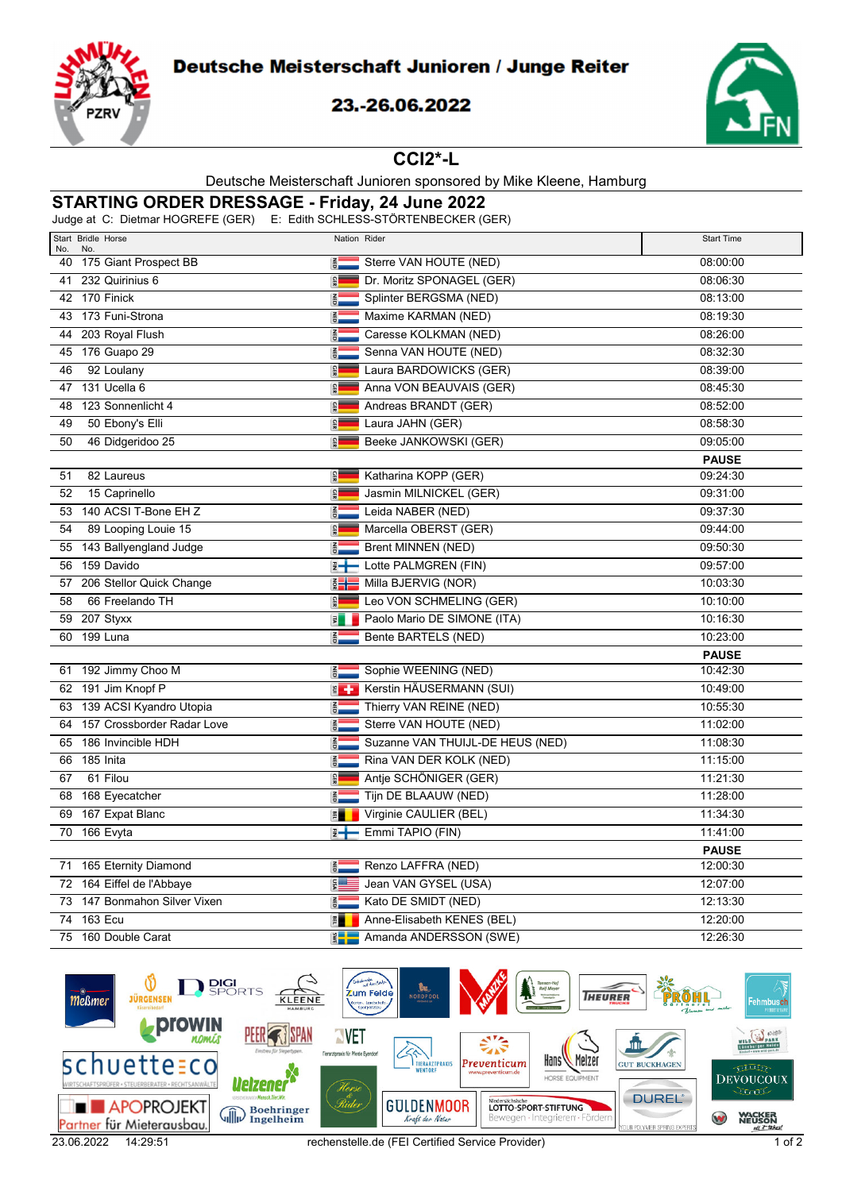# Deutsche Meisterschaft Junioren / Junge Reiter

23.-26.06.2022

## CCI2*-L

Deutsche Meisterschaft Junioren sponsored by Mike Kleene, Hamburg

## STARTING ORDER DRESSAGE - Friday, 24 June 2022

Judge at C: Dietmar HOGREFE (GER) E: Edith SCHLESS-STÖRTENBECKER (GER)

| Start No. | Bridle No. | Horse | Nation | Rider | Start Time |
|---|---|---|---|---|---|
| 40 | 175 | Giant Prospect BB | NED | Sterre VAN HOUTE (NED) | 08:00:00 |
| 41 | 232 | Quirinius 6 | GER | Dr. Moritz SPONAGEL (GER) | 08:06:30 |
| 42 | 170 | Finick | NED | Splinter BERGSMA (NED) | 08:13:00 |
| 43 | 173 | Funi-Strona | NED | Maxime KARMAN (NED) | 08:19:30 |
| 44 | 203 | Royal Flush | NED | Caresse KOLKMAN (NED) | 08:26:00 |
| 45 | 176 | Guapo 29 | NED | Senna VAN HOUTE (NED) | 08:32:30 |
| 46 | 92 | Loulany | GER | Laura BARDOWICKS (GER) | 08:39:00 |
| 47 | 131 | Ucella 6 | GER | Anna VON BEAUVAIS (GER) | 08:45:30 |
| 48 | 123 | Sonnenlicht 4 | GER | Andreas BRANDT (GER) | 08:52:00 |
| 49 | 50 | Ebony's Elli | GER | Laura JAHN (GER) | 08:58:30 |
| 50 | 46 | Didgeridoo 25 | GER | Beeke JANKOWSKI (GER) | 09:05:00 |
| | | | | | **PAUSE** |
| 51 | 82 | Laureus | GER | Katharina KOPP (GER) | 09:24:30 |
| 52 | 15 | Caprinello | GER | Jasmin MILNICKEL (GER) | 09:31:00 |
| 53 | 140 | ACSI T-Bone EH Z | NED | Leida NABER (NED) | 09:37:30 |
| 54 | 89 | Looping Louie 15 | GER | Marcella OBERST (GER) | 09:44:00 |
| 55 | 143 | Ballyengland Judge | NED | Brent MINNEN (NED) | 09:50:30 |
| 56 | 159 | Davido | FIN | Lotte PALMGREN (FIN) | 09:57:00 |
| 57 | 206 | Stellor Quick Change | NOR | Milla BJERVIG (NOR) | 10:03:30 |
| 58 | 66 | Freelando TH | GER | Leo VON SCHMELING (GER) | 10:10:00 |
| 59 | 207 | Styxx | ITA | Paolo Mario DE SIMONE (ITA) | 10:16:30 |
| 60 | 199 | Luna | NED | Bente BARTELS (NED) | 10:23:00 |
| | | | | | **PAUSE** |
| 61 | 192 | Jimmy Choo M | NED | Sophie WEENING (NED) | 10:42:30 |
| 62 | 191 | Jim Knopf P | SUI | Kerstin HÄUSERMANN (SUI) | 10:49:00 |
| 63 | 139 | ACSI Kyandro Utopia | NED | Thierry VAN REINE (NED) | 10:55:30 |
| 64 | 157 | Crossborder Radar Love | NED | Sterre VAN HOUTE (NED) | 11:02:00 |
| 65 | 186 | Invincible HDH | NED | Suzanne VAN THUIJL-DE HEUS (NED) | 11:08:30 |
| 66 | 185 | Inita | NED | Rina VAN DER KOLK (NED) | 11:15:00 |
| 67 | 61 | Filou | GER | Antje SCHÖNIGER (GER) | 11:21:30 |
| 68 | 168 | Eyecatcher | NED | Tijn DE BLAAUW (NED) | 11:28:00 |
| 69 | 167 | Expat Blanc | BEL | Virginie CAULIER (BEL) | 11:34:30 |
| 70 | 166 | Evyta | FIN | Emmi TAPIO (FIN) | 11:41:00 |
| | | | | | **PAUSE** |
| 71 | 165 | Eternity Diamond | NED | Renzo LAFFRA (NED) | 12:00:30 |
| 72 | 164 | Eiffel de l'Abbaye | USA | Jean VAN GYSEL (USA) | 12:07:00 |
| 73 | 147 | Bonmahon Silver Vixen | NED | Kato DE SMIDT (NED) | 12:13:30 |
| 74 | 163 | Ecu | BEL | Anne-Elisabeth KENES (BEL) | 12:20:00 |
| 75 | 160 | Double Carat | SWE | Amanda ANDERSSON (SWE) | 12:26:30 |

23.06.2022 14:29:51 rechenstelle.de (FEI Certified Service Provider)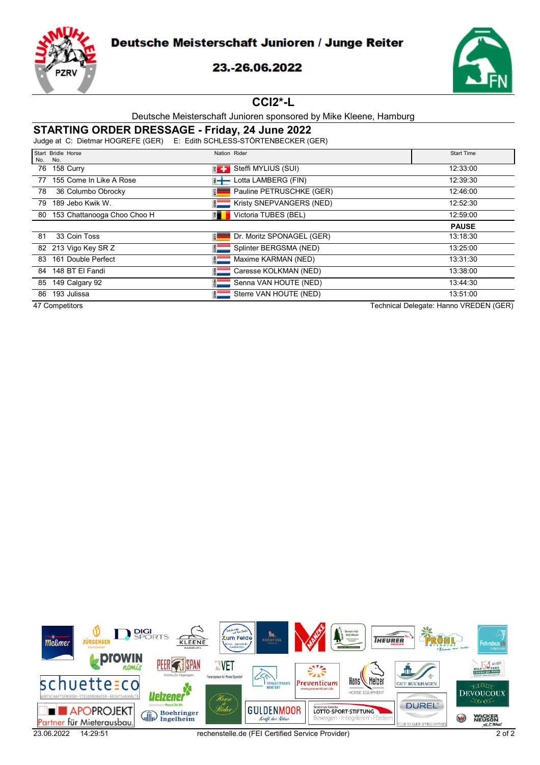# Deutsche Meisterschaft Junioren / Junge Reiter

23.-26.06.2022

## CCI2*-L

Deutsche Meisterschaft Junioren sponsored by Mike Kleene, Hamburg

## STARTING ORDER DRESSAGE - Friday, 24 June 2022

Judge at C: Dietmar HOGREFE (GER) E: Edith SCHLESS-STÖRTENBECKER (GER)

| Start No. | Bridle No. | Horse | Nation | Rider | Start Time |
|---|---|---|---|---|---|
| 76 | 158 | Curry | SUI | Steffi MYLIUS (SUI) | 12:33:00 |
| 77 | 155 | Come In Like A Rose | FIN | Lotta LAMBERG (FIN) | 12:39:30 |
| 78 | 36 | Columbo Obrocky | GER | Pauline PETRUSCHKE (GER) | 12:46:00 |
| 79 | 189 | Jebo Kwik W. | NED | Kristy SNEPVANGERS (NED) | 12:52:30 |
| 80 | 153 | Chattanooga Choo Choo H | BEL | Victoria TUBES (BEL) | 12:59:00 |
| | | | | | **PAUSE** |
| 81 | 33 | Coin Toss | GER | Dr. Moritz SPONAGEL (GER) | 13:18:30 |
| 82 | 213 | Vigo Key SR Z | NED | Splinter BERGSMA (NED) | 13:25:00 |
| 83 | 161 | Double Perfect | NED | Maxime KARMAN (NED) | 13:31:30 |
| 84 | 148 | BT El Fandi | NED | Caresse KOLKMAN (NED) | 13:38:00 |
| 85 | 149 | Calgary 92 | NED | Senna VAN HOUTE (NED) | 13:44:30 |
| 86 | 193 | Julissa | NED | Sterre VAN HOUTE (NED) | 13:51:00 |

47 Competitors

Technical Delegate: Hanno VREDEN (GER)

23.06.2022 14:29:51 rechenstelle.de (FEI Certified Service Provider)